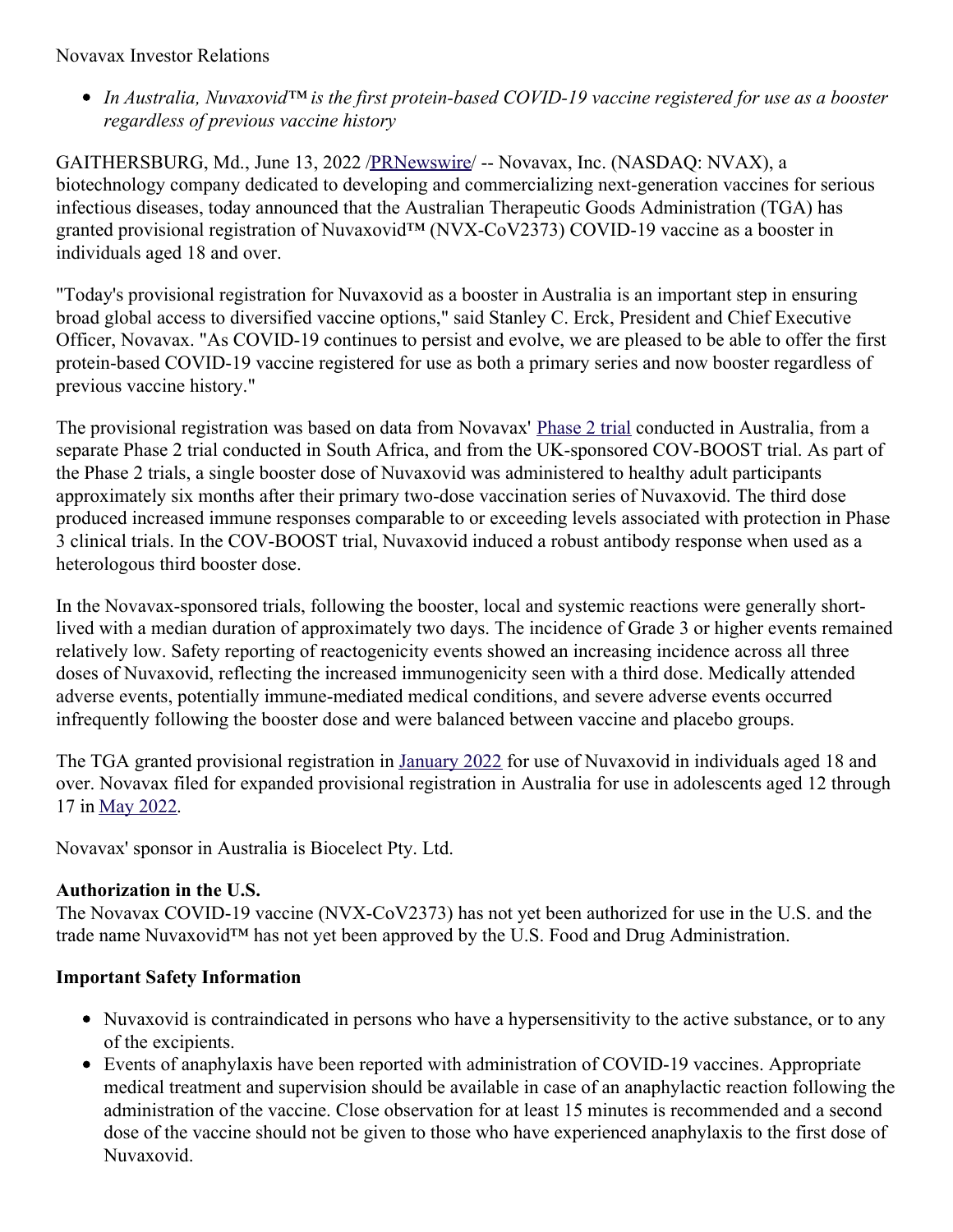Novavax Investor Relations

- *In Australia, Nuvaxovid™ is the first protein-based COVID-19 vaccine registered for use as a booster regardless of previous vaccine history*

GAITHERSBURG, Md., June 13, 2022 /PRNewswire/ -- Novavax, Inc. (NASDAQ: NVAX), a biotechnology company dedicated to developing and commercializing next-generation vaccines for serious infectious diseases, today announced that the Australian Therapeutic Goods Administration (TGA) has granted provisional registration of Nuvaxovid™ (NVX-CoV2373) COVID-19 vaccine as a booster in individuals aged 18 and over.

"Today's provisional registration for Nuvaxovid as a booster in Australia is an important step in ensuring broad global access to diversified vaccine options," said Stanley C. Erck, President and Chief Executive Officer, Novavax. "As COVID-19 continues to persist and evolve, we are pleased to be able to offer the first protein-based COVID-19 vaccine registered for use as both a primary series and now booster regardless of previous vaccine history."

The provisional registration was based on data from Novavax' Phase 2 trial conducted in Australia, from a separate Phase 2 trial conducted in South Africa, and from the UK-sponsored COV-BOOST trial. As part of the Phase 2 trials, a single booster dose of Nuvaxovid was administered to healthy adult participants approximately six months after their primary two-dose vaccination series of Nuvaxovid. The third dose produced increased immune responses comparable to or exceeding levels associated with protection in Phase 3 clinical trials. In the COV-BOOST trial, Nuvaxovid induced a robust antibody response when used as a heterologous third booster dose.

In the Novavax-sponsored trials, following the booster, local and systemic reactions were generally short-lived with a median duration of approximately two days. The incidence of Grade 3 or higher events remained relatively low. Safety reporting of reactogenicity events showed an increasing incidence across all three doses of Nuvaxovid, reflecting the increased immunogenicity seen with a third dose. Medically attended adverse events, potentially immune-mediated medical conditions, and severe adverse events occurred infrequently following the booster dose and were balanced between vaccine and placebo groups.

The TGA granted provisional registration in January 2022 for use of Nuvaxovid in individuals aged 18 and over. Novavax filed for expanded provisional registration in Australia for use in adolescents aged 12 through 17 in May 2022.

Novavax' sponsor in Australia is Biocelect Pty. Ltd.

**Authorization in the U.S.**
The Novavax COVID-19 vaccine (NVX-CoV2373) has not yet been authorized for use in the U.S. and the trade name Nuvaxovid™ has not yet been approved by the U.S. Food and Drug Administration.

**Important Safety Information**

- Nuvaxovid is contraindicated in persons who have a hypersensitivity to the active substance, or to any of the excipients.
- Events of anaphylaxis have been reported with administration of COVID-19 vaccines. Appropriate medical treatment and supervision should be available in case of an anaphylactic reaction following the administration of the vaccine. Close observation for at least 15 minutes is recommended and a second dose of the vaccine should not be given to those who have experienced anaphylaxis to the first dose of Nuvaxovid.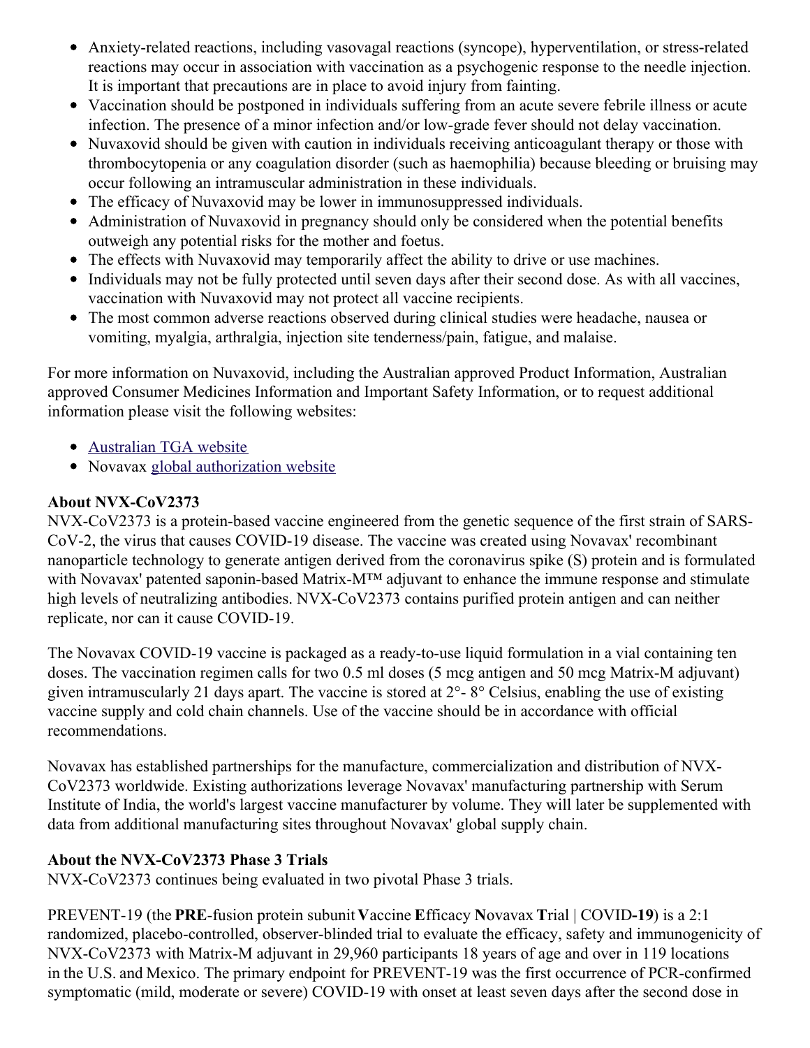- Anxiety-related reactions, including vasovagal reactions (syncope), hyperventilation, or stress-related reactions may occur in association with vaccination as a psychogenic response to the needle injection. It is important that precautions are in place to avoid injury from fainting.
- Vaccination should be postponed in individuals suffering from an acute severe febrile illness or acute infection. The presence of a minor infection and/or low-grade fever should not delay vaccination.
- Nuvaxovid should be given with caution in individuals receiving anticoagulant therapy or those with thrombocytopenia or any coagulation disorder (such as haemophilia) because bleeding or bruising may occur following an intramuscular administration in these individuals.
- The efficacy of Nuvaxovid may be lower in immunosuppressed individuals.
- Administration of Nuvaxovid in pregnancy should only be considered when the potential benefits outweigh any potential risks for the mother and foetus.
- The effects with Nuvaxovid may temporarily affect the ability to drive or use machines.
- Individuals may not be fully protected until seven days after their second dose. As with all vaccines, vaccination with Nuvaxovid may not protect all vaccine recipients.
- The most common adverse reactions observed during clinical studies were headache, nausea or vomiting, myalgia, arthralgia, injection site tenderness/pain, fatigue, and malaise.

For more information on Nuvaxovid, including the Australian approved Product Information, Australian approved Consumer Medicines Information and Important Safety Information, or to request additional information please visit the following websites:

- Australian TGA website
- Novavax global authorization website

**About NVX-CoV2373**
NVX-CoV2373 is a protein-based vaccine engineered from the genetic sequence of the first strain of SARS-CoV-2, the virus that causes COVID-19 disease. The vaccine was created using Novavax' recombinant nanoparticle technology to generate antigen derived from the coronavirus spike (S) protein and is formulated with Novavax' patented saponin-based Matrix-M™ adjuvant to enhance the immune response and stimulate high levels of neutralizing antibodies. NVX-CoV2373 contains purified protein antigen and can neither replicate, nor can it cause COVID-19.

The Novavax COVID-19 vaccine is packaged as a ready-to-use liquid formulation in a vial containing ten doses. The vaccination regimen calls for two 0.5 ml doses (5 mcg antigen and 50 mcg Matrix-M adjuvant) given intramuscularly 21 days apart. The vaccine is stored at 2°- 8° Celsius, enabling the use of existing vaccine supply and cold chain channels. Use of the vaccine should be in accordance with official recommendations.

Novavax has established partnerships for the manufacture, commercialization and distribution of NVX-CoV2373 worldwide. Existing authorizations leverage Novavax' manufacturing partnership with Serum Institute of India, the world's largest vaccine manufacturer by volume. They will later be supplemented with data from additional manufacturing sites throughout Novavax' global supply chain.

**About the NVX-CoV2373 Phase 3 Trials**
NVX-CoV2373 continues being evaluated in two pivotal Phase 3 trials.

PREVENT-19 (the **PRE**-fusion protein subunit **V**accine **E**fficacy **N**ovavax **T**rial | COVID**-19**) is a 2:1 randomized, placebo-controlled, observer-blinded trial to evaluate the efficacy, safety and immunogenicity of NVX-CoV2373 with Matrix-M adjuvant in 29,960 participants 18 years of age and over in 119 locations in the U.S. and Mexico. The primary endpoint for PREVENT-19 was the first occurrence of PCR-confirmed symptomatic (mild, moderate or severe) COVID-19 with onset at least seven days after the second dose in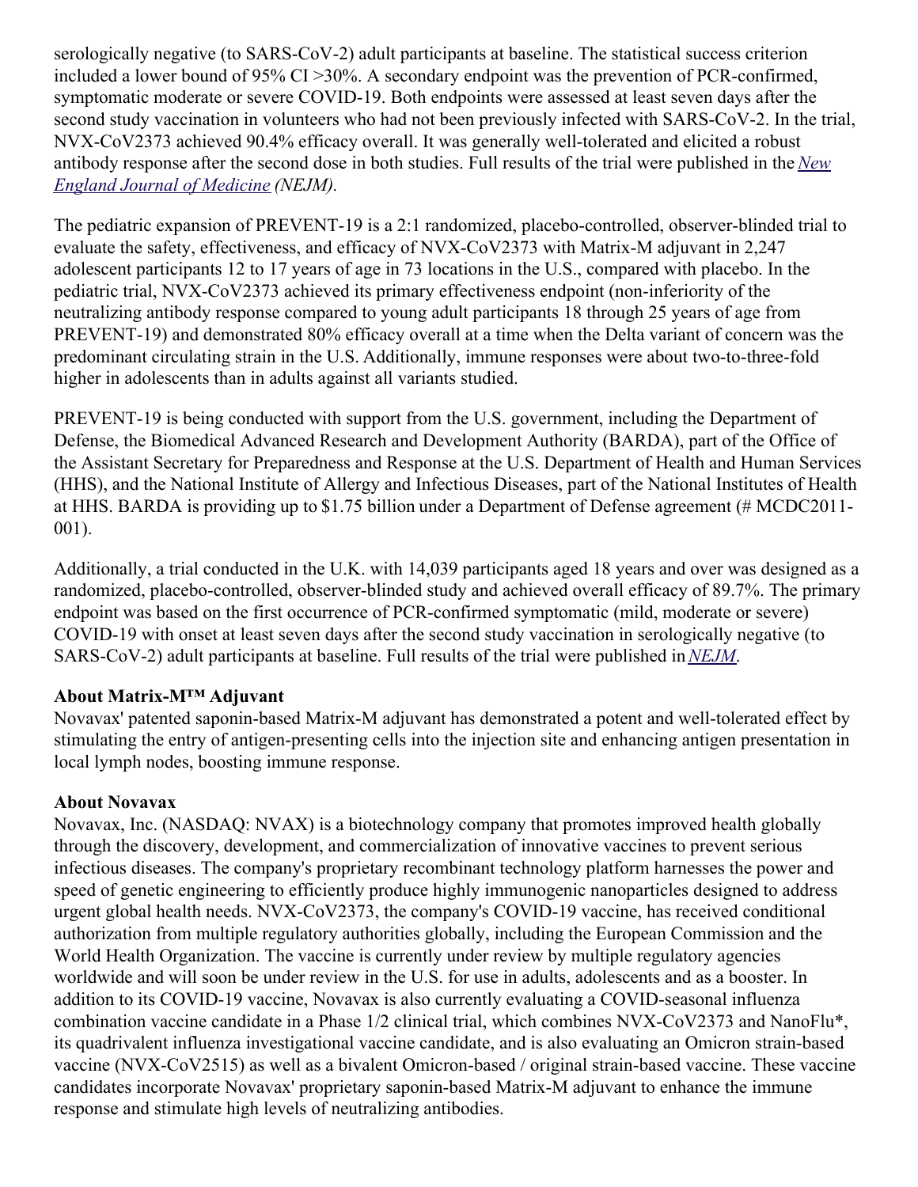serologically negative (to SARS-CoV-2) adult participants at baseline. The statistical success criterion included a lower bound of 95% CI >30%. A secondary endpoint was the prevention of PCR-confirmed, symptomatic moderate or severe COVID-19. Both endpoints were assessed at least seven days after the second study vaccination in volunteers who had not been previously infected with SARS-CoV-2. In the trial, NVX-CoV2373 achieved 90.4% efficacy overall. It was generally well-tolerated and elicited a robust antibody response after the second dose in both studies. Full results of the trial were published in the *New England Journal of Medicine (NEJM).*

The pediatric expansion of PREVENT-19 is a 2:1 randomized, placebo-controlled, observer-blinded trial to evaluate the safety, effectiveness, and efficacy of NVX-CoV2373 with Matrix-M adjuvant in 2,247 adolescent participants 12 to 17 years of age in 73 locations in the U.S., compared with placebo. In the pediatric trial, NVX-CoV2373 achieved its primary effectiveness endpoint (non-inferiority of the neutralizing antibody response compared to young adult participants 18 through 25 years of age from PREVENT-19) and demonstrated 80% efficacy overall at a time when the Delta variant of concern was the predominant circulating strain in the U.S. Additionally, immune responses were about two-to-three-fold higher in adolescents than in adults against all variants studied.

PREVENT-19 is being conducted with support from the U.S. government, including the Department of Defense, the Biomedical Advanced Research and Development Authority (BARDA), part of the Office of the Assistant Secretary for Preparedness and Response at the U.S. Department of Health and Human Services (HHS), and the National Institute of Allergy and Infectious Diseases, part of the National Institutes of Health at HHS. BARDA is providing up to $1.75 billion under a Department of Defense agreement (# MCDC2011-001).

Additionally, a trial conducted in the U.K. with 14,039 participants aged 18 years and over was designed as a randomized, placebo-controlled, observer-blinded study and achieved overall efficacy of 89.7%. The primary endpoint was based on the first occurrence of PCR-confirmed symptomatic (mild, moderate or severe) COVID-19 with onset at least seven days after the second study vaccination in serologically negative (to SARS-CoV-2) adult participants at baseline. Full results of the trial were published in *NEJM*.

**About Matrix-M™ Adjuvant**

Novavax' patented saponin-based Matrix-M adjuvant has demonstrated a potent and well-tolerated effect by stimulating the entry of antigen-presenting cells into the injection site and enhancing antigen presentation in local lymph nodes, boosting immune response.

**About Novavax**

Novavax, Inc. (NASDAQ: NVAX) is a biotechnology company that promotes improved health globally through the discovery, development, and commercialization of innovative vaccines to prevent serious infectious diseases. The company's proprietary recombinant technology platform harnesses the power and speed of genetic engineering to efficiently produce highly immunogenic nanoparticles designed to address urgent global health needs. NVX-CoV2373, the company's COVID-19 vaccine, has received conditional authorization from multiple regulatory authorities globally, including the European Commission and the World Health Organization. The vaccine is currently under review by multiple regulatory agencies worldwide and will soon be under review in the U.S. for use in adults, adolescents and as a booster. In addition to its COVID-19 vaccine, Novavax is also currently evaluating a COVID-seasonal influenza combination vaccine candidate in a Phase 1/2 clinical trial, which combines NVX-CoV2373 and NanoFlu*, its quadrivalent influenza investigational vaccine candidate, and is also evaluating an Omicron strain-based vaccine (NVX-CoV2515) as well as a bivalent Omicron-based / original strain-based vaccine. These vaccine candidates incorporate Novavax' proprietary saponin-based Matrix-M adjuvant to enhance the immune response and stimulate high levels of neutralizing antibodies.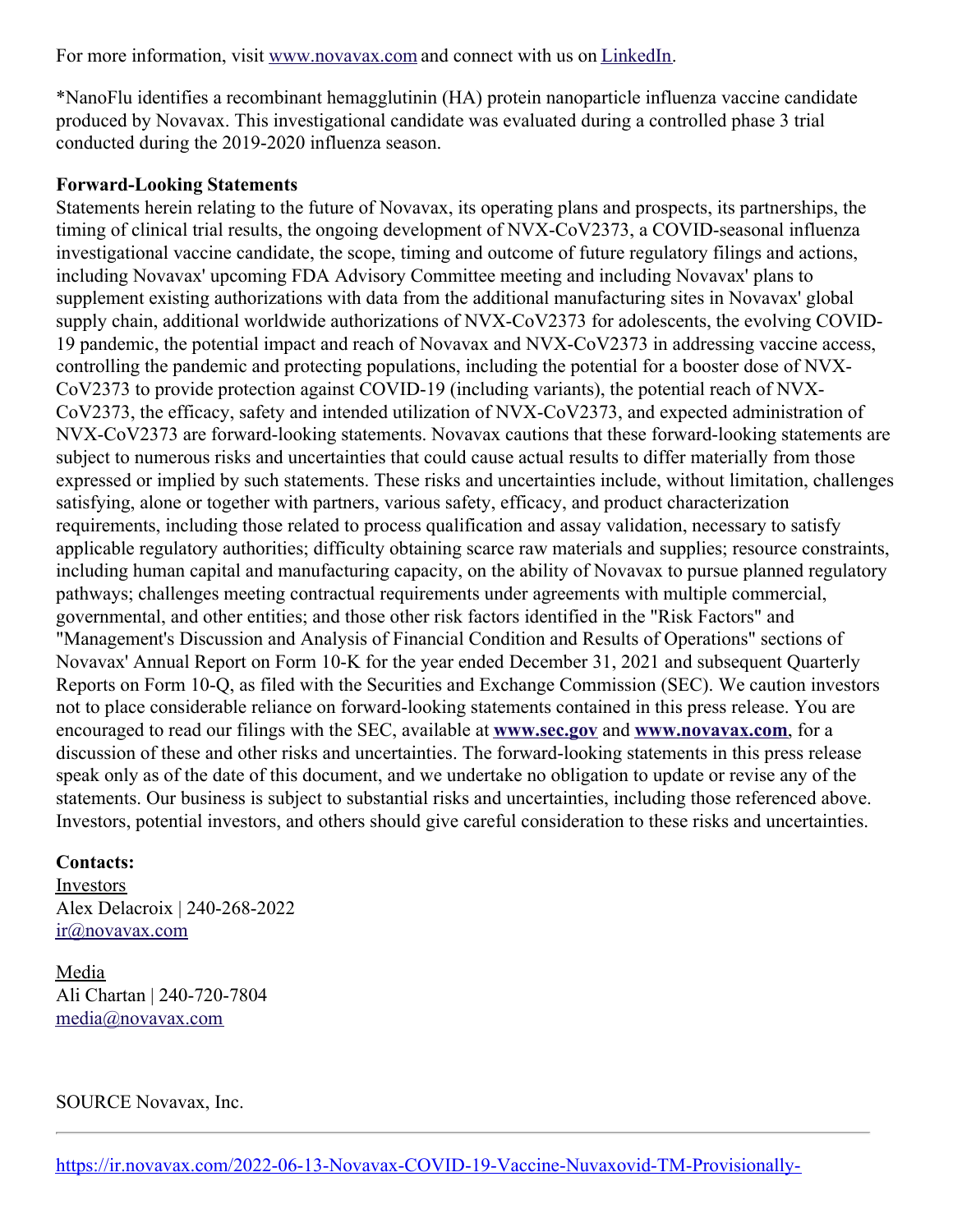For more information, visit www.novavax.com and connect with us on LinkedIn.

*NanoFlu identifies a recombinant hemagglutinin (HA) protein nanoparticle influenza vaccine candidate produced by Novavax. This investigational candidate was evaluated during a controlled phase 3 trial conducted during the 2019-2020 influenza season.

**Forward-Looking Statements**

Statements herein relating to the future of Novavax, its operating plans and prospects, its partnerships, the timing of clinical trial results, the ongoing development of NVX-CoV2373, a COVID-seasonal influenza investigational vaccine candidate, the scope, timing and outcome of future regulatory filings and actions, including Novavax' upcoming FDA Advisory Committee meeting and including Novavax' plans to supplement existing authorizations with data from the additional manufacturing sites in Novavax' global supply chain, additional worldwide authorizations of NVX-CoV2373 for adolescents, the evolving COVID-19 pandemic, the potential impact and reach of Novavax and NVX-CoV2373 in addressing vaccine access, controlling the pandemic and protecting populations, including the potential for a booster dose of NVX-CoV2373 to provide protection against COVID-19 (including variants), the potential reach of NVX-CoV2373, the efficacy, safety and intended utilization of NVX-CoV2373, and expected administration of NVX-CoV2373 are forward-looking statements. Novavax cautions that these forward-looking statements are subject to numerous risks and uncertainties that could cause actual results to differ materially from those expressed or implied by such statements. These risks and uncertainties include, without limitation, challenges satisfying, alone or together with partners, various safety, efficacy, and product characterization requirements, including those related to process qualification and assay validation, necessary to satisfy applicable regulatory authorities; difficulty obtaining scarce raw materials and supplies; resource constraints, including human capital and manufacturing capacity, on the ability of Novavax to pursue planned regulatory pathways; challenges meeting contractual requirements under agreements with multiple commercial, governmental, and other entities; and those other risk factors identified in the "Risk Factors" and "Management's Discussion and Analysis of Financial Condition and Results of Operations" sections of Novavax' Annual Report on Form 10-K for the year ended December 31, 2021 and subsequent Quarterly Reports on Form 10-Q, as filed with the Securities and Exchange Commission (SEC). We caution investors not to place considerable reliance on forward-looking statements contained in this press release. You are encouraged to read our filings with the SEC, available at **www.sec.gov** and **www.novavax.com**, for a discussion of these and other risks and uncertainties. The forward-looking statements in this press release speak only as of the date of this document, and we undertake no obligation to update or revise any of the statements. Our business is subject to substantial risks and uncertainties, including those referenced above. Investors, potential investors, and others should give careful consideration to these risks and uncertainties.

**Contacts:**

Investors
Alex Delacroix | 240-268-2022
ir@novavax.com

Media
Ali Chartan | 240-720-7804
media@novavax.com

SOURCE Novavax, Inc.

https://ir.novavax.com/2022-06-13-Novavax-COVID-19-Vaccine-Nuvaxovid-TM-Provisionally-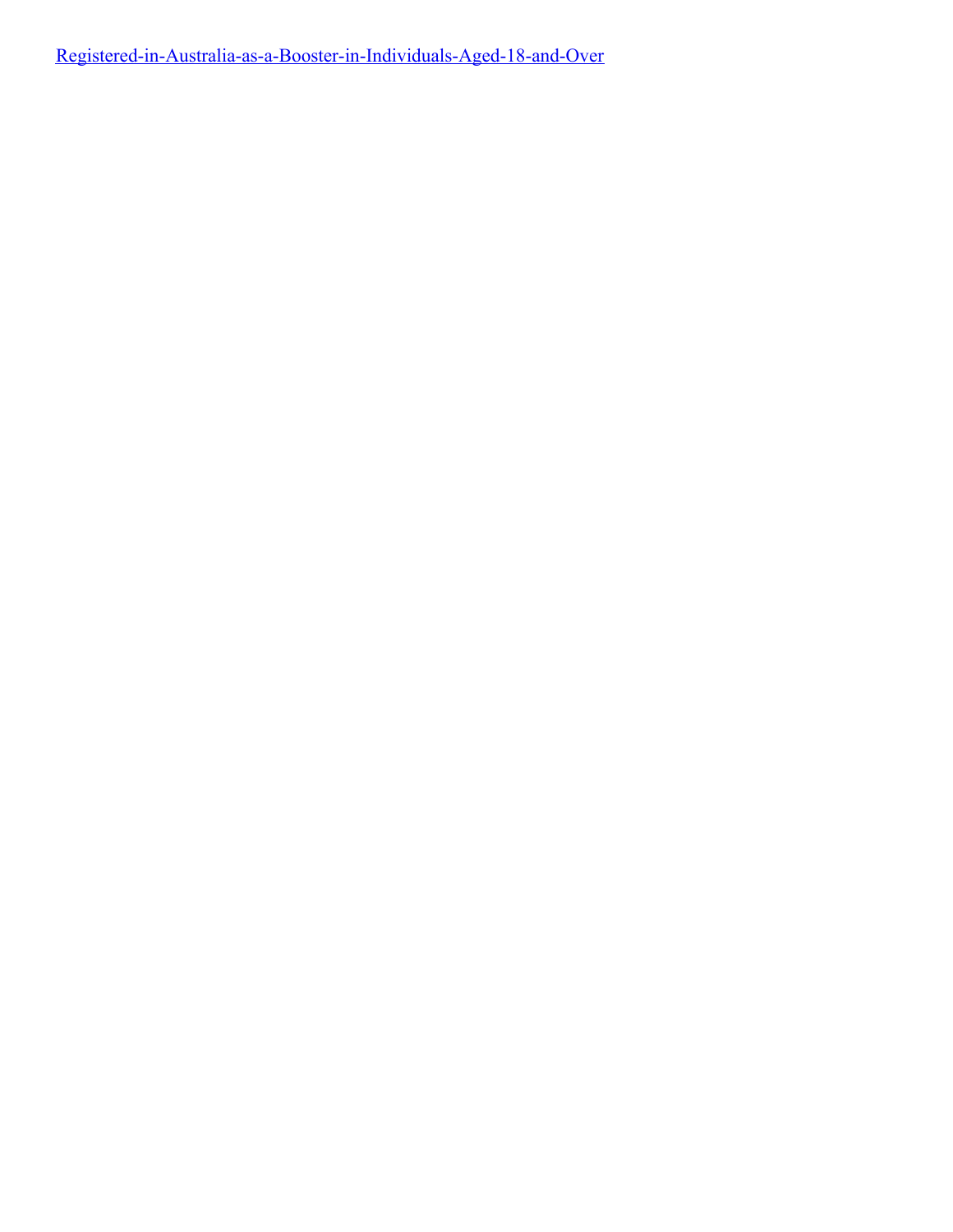Registered-in-Australia-as-a-Booster-in-Individuals-Aged-18-and-Over